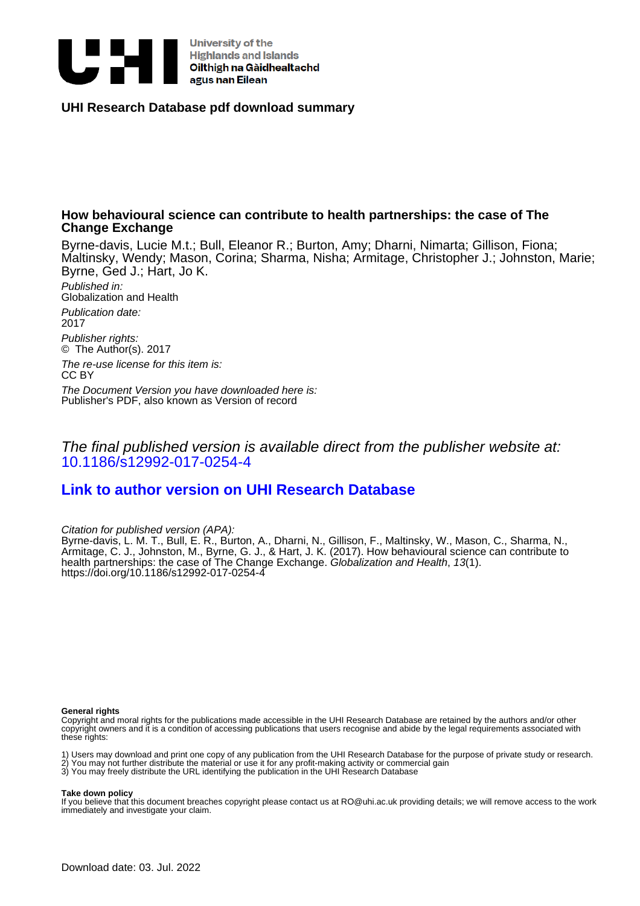University of the Highlands and Islands
Oilthigh na Gàidhealtachd agus nan Eilean

**UHI Research Database pdf download summary**

## How behavioural science can contribute to health partnerships: the case of The Change Exchange

Byrne-davis, Lucie M.t.; Bull, Eleanor R.; Burton, Amy; Dharni, Nimarta; Gillison, Fiona; Maltinsky, Wendy; Mason, Corina; Sharma, Nisha; Armitage, Christopher J.; Johnston, Marie; Byrne, Ged J.; Hart, Jo K.

*Published in:*
Globalization and Health

*Publication date:*
2017

*Publisher rights:*
© The Author(s). 2017

*The re-use license for this item is:*
CC BY

*The Document Version you have downloaded here is:*
Publisher's PDF, also known as Version of record

*The final published version is available direct from the publisher website at:*
10.1186/s12992-017-0254-4

**Link to author version on UHI Research Database**

*Citation for published version (APA):*
Byrne-davis, L. M. T., Bull, E. R., Burton, A., Dharni, N., Gillison, F., Maltinsky, W., Mason, C., Sharma, N., Armitage, C. J., Johnston, M., Byrne, G. J., & Hart, J. K. (2017). How behavioural science can contribute to health partnerships: the case of The Change Exchange. *Globalization and Health*, *13*(1). https://doi.org/10.1186/s12992-017-0254-4

**General rights**
Copyright and moral rights for the publications made accessible in the UHI Research Database are retained by the authors and/or other copyright owners and it is a condition of accessing publications that users recognise and abide by the legal requirements associated with these rights:

1) Users may download and print one copy of any publication from the UHI Research Database for the purpose of private study or research.
2) You may not further distribute the material or use it for any profit-making activity or commercial gain
3) You may freely distribute the URL identifying the publication in the UHI Research Database

**Take down policy**
If you believe that this document breaches copyright please contact us at RO@uhi.ac.uk providing details; we will remove access to the work immediately and investigate your claim.

Download date: 03. Jul. 2022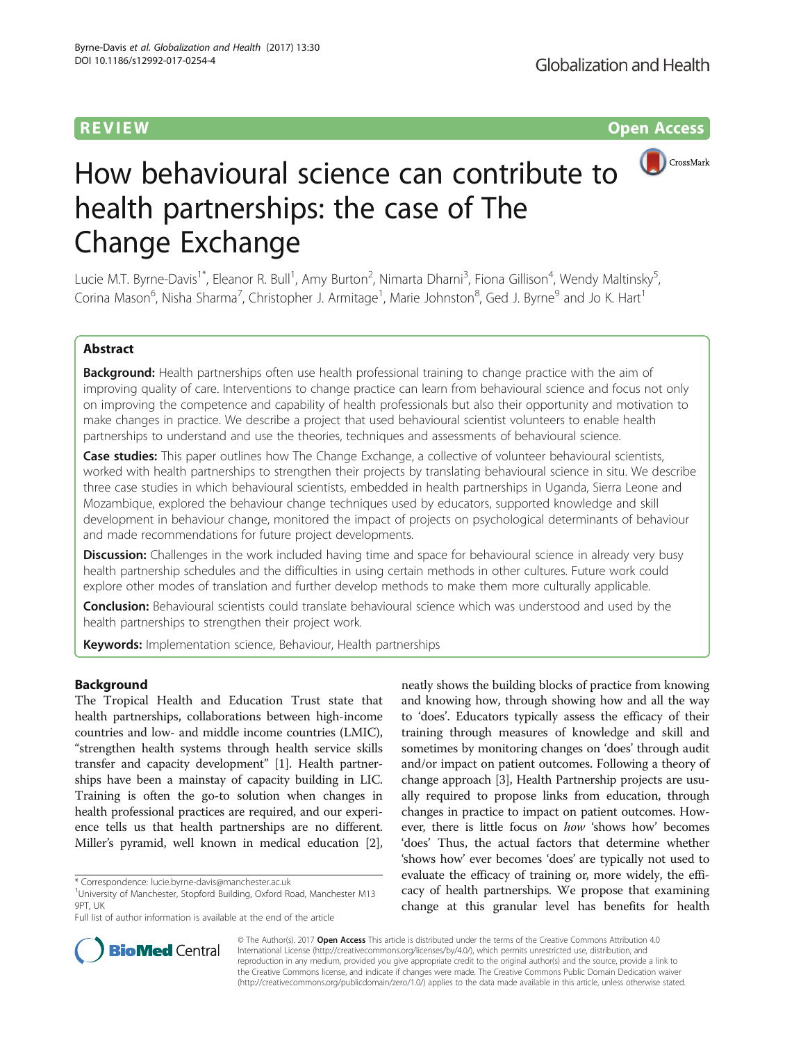Byrne-Davis et al. Globalization and Health (2017) 13:30
DOI 10.1186/s12992-017-0254-4

Globalization and Health

REVIEW Open Access

# How behavioural science can contribute to health partnerships: the case of The Change Exchange

Lucie M.T. Byrne-Davis[1*], Eleanor R. Bull[1], Amy Burton[2], Nimarta Dharni[3], Fiona Gillison[4], Wendy Maltinsky[5], Corina Mason[6], Nisha Sharma[7], Christopher J. Armitage[1], Marie Johnston[8], Ged J. Byrne[9] and Jo K. Hart[1]

## Abstract

**Background:** Health partnerships often use health professional training to change practice with the aim of improving quality of care. Interventions to change practice can learn from behavioural science and focus not only on improving the competence and capability of health professionals but also their opportunity and motivation to make changes in practice. We describe a project that used behavioural scientist volunteers to enable health partnerships to understand and use the theories, techniques and assessments of behavioural science.

**Case studies:** This paper outlines how The Change Exchange, a collective of volunteer behavioural scientists, worked with health partnerships to strengthen their projects by translating behavioural science in situ. We describe three case studies in which behavioural scientists, embedded in health partnerships in Uganda, Sierra Leone and Mozambique, explored the behaviour change techniques used by educators, supported knowledge and skill development in behaviour change, monitored the impact of projects on psychological determinants of behaviour and made recommendations for future project developments.

**Discussion:** Challenges in the work included having time and space for behavioural science in already very busy health partnership schedules and the difficulties in using certain methods in other cultures. Future work could explore other modes of translation and further develop methods to make them more culturally applicable.

**Conclusion:** Behavioural scientists could translate behavioural science which was understood and used by the health partnerships to strengthen their project work.

**Keywords:** Implementation science, Behaviour, Health partnerships

## Background

The Tropical Health and Education Trust state that health partnerships, collaborations between high-income countries and low- and middle income countries (LMIC), "strengthen health systems through health service skills transfer and capacity development" [1]. Health partnerships have been a mainstay of capacity building in LIC. Training is often the go-to solution when changes in health professional practices are required, and our experience tells us that health partnerships are no different. Miller's pyramid, well known in medical education [2], neatly shows the building blocks of practice from knowing and knowing how, through showing how and all the way to 'does'. Educators typically assess the efficacy of their training through measures of knowledge and skill and sometimes by monitoring changes on 'does' through audit and/or impact on patient outcomes. Following a theory of change approach [3], Health Partnership projects are usually required to propose links from education, through changes in practice to impact on patient outcomes. However, there is little focus on *how* 'shows how' becomes 'does' Thus, the actual factors that determine whether 'shows how' ever becomes 'does' are typically not used to evaluate the efficacy of training or, more widely, the efficacy of health partnerships. We propose that examining change at this granular level has benefits for health

\* Correspondence: lucie.byrne-davis@manchester.ac.uk
[1]University of Manchester, Stopford Building, Oxford Road, Manchester M13 9PT, UK
Full list of author information is available at the end of the article

© The Author(s). 2017 **Open Access** This article is distributed under the terms of the Creative Commons Attribution 4.0 International License (http://creativecommons.org/licenses/by/4.0/), which permits unrestricted use, distribution, and reproduction in any medium, provided you give appropriate credit to the original author(s) and the source, provide a link to the Creative Commons license, and indicate if changes were made. The Creative Commons Public Domain Dedication waiver (http://creativecommons.org/publicdomain/zero/1.0/) applies to the data made available in this article, unless otherwise stated.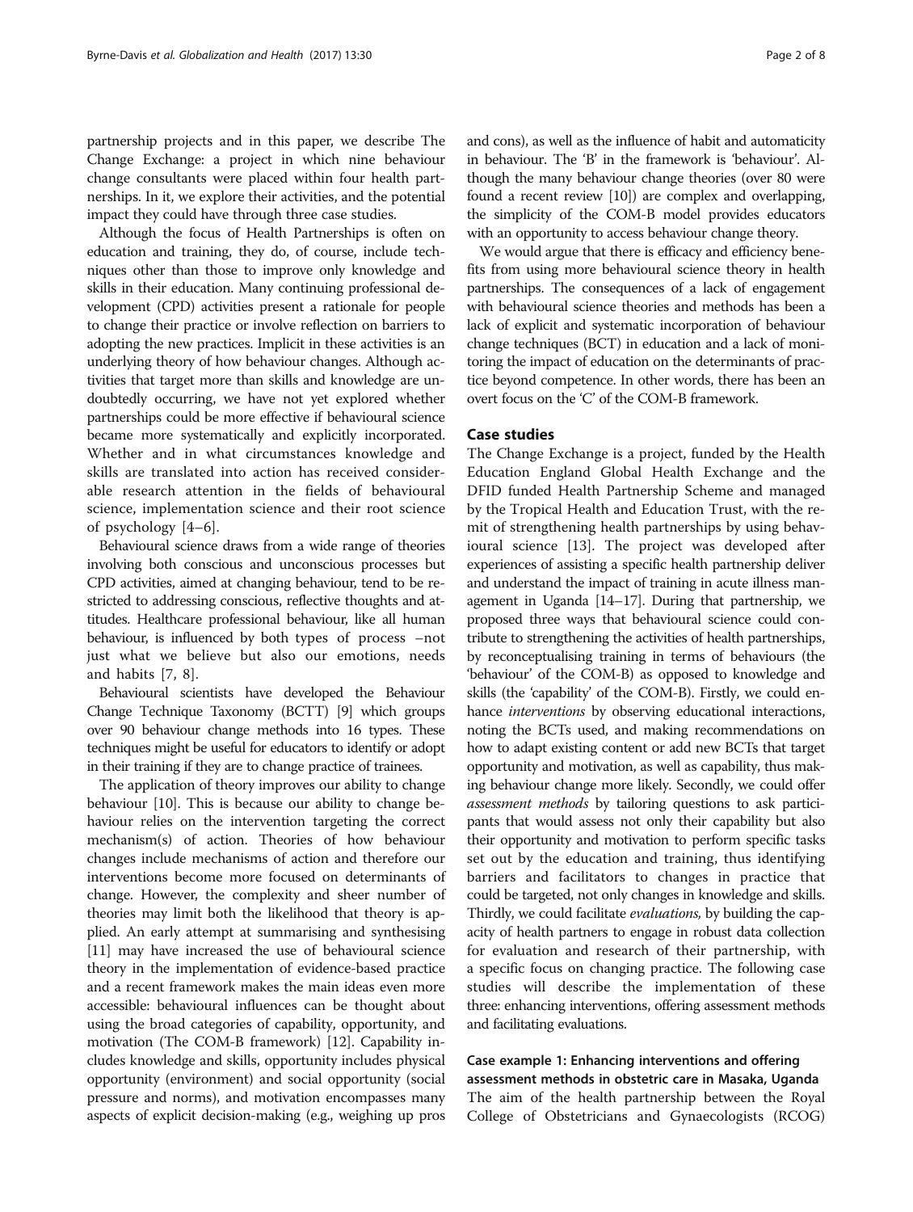partnership projects and in this paper, we describe The Change Exchange: a project in which nine behaviour change consultants were placed within four health partnerships. In it, we explore their activities, and the potential impact they could have through three case studies.

Although the focus of Health Partnerships is often on education and training, they do, of course, include techniques other than those to improve only knowledge and skills in their education. Many continuing professional development (CPD) activities present a rationale for people to change their practice or involve reflection on barriers to adopting the new practices. Implicit in these activities is an underlying theory of how behaviour changes. Although activities that target more than skills and knowledge are undoubtedly occurring, we have not yet explored whether partnerships could be more effective if behavioural science became more systematically and explicitly incorporated. Whether and in what circumstances knowledge and skills are translated into action has received considerable research attention in the fields of behavioural science, implementation science and their root science of psychology [4–6].

Behavioural science draws from a wide range of theories involving both conscious and unconscious processes but CPD activities, aimed at changing behaviour, tend to be restricted to addressing conscious, reflective thoughts and attitudes. Healthcare professional behaviour, like all human behaviour, is influenced by both types of process –not just what we believe but also our emotions, needs and habits [7, 8].

Behavioural scientists have developed the Behaviour Change Technique Taxonomy (BCTT) [9] which groups over 90 behaviour change methods into 16 types. These techniques might be useful for educators to identify or adopt in their training if they are to change practice of trainees.

The application of theory improves our ability to change behaviour [10]. This is because our ability to change behaviour relies on the intervention targeting the correct mechanism(s) of action. Theories of how behaviour changes include mechanisms of action and therefore our interventions become more focused on determinants of change. However, the complexity and sheer number of theories may limit both the likelihood that theory is applied. An early attempt at summarising and synthesising [11] may have increased the use of behavioural science theory in the implementation of evidence-based practice and a recent framework makes the main ideas even more accessible: behavioural influences can be thought about using the broad categories of capability, opportunity, and motivation (The COM-B framework) [12]. Capability includes knowledge and skills, opportunity includes physical opportunity (environment) and social opportunity (social pressure and norms), and motivation encompasses many aspects of explicit decision-making (e.g., weighing up pros and cons), as well as the influence of habit and automaticity in behaviour. The 'B' in the framework is 'behaviour'. Although the many behaviour change theories (over 80 were found a recent review [10]) are complex and overlapping, the simplicity of the COM-B model provides educators with an opportunity to access behaviour change theory.

We would argue that there is efficacy and efficiency benefits from using more behavioural science theory in health partnerships. The consequences of a lack of engagement with behavioural science theories and methods has been a lack of explicit and systematic incorporation of behaviour change techniques (BCT) in education and a lack of monitoring the impact of education on the determinants of practice beyond competence. In other words, there has been an overt focus on the 'C' of the COM-B framework.

## Case studies

The Change Exchange is a project, funded by the Health Education England Global Health Exchange and the DFID funded Health Partnership Scheme and managed by the Tropical Health and Education Trust, with the remit of strengthening health partnerships by using behavioural science [13]. The project was developed after experiences of assisting a specific health partnership deliver and understand the impact of training in acute illness management in Uganda [14–17]. During that partnership, we proposed three ways that behavioural science could contribute to strengthening the activities of health partnerships, by reconceptualising training in terms of behaviours (the 'behaviour' of the COM-B) as opposed to knowledge and skills (the 'capability' of the COM-B). Firstly, we could enhance *interventions* by observing educational interactions, noting the BCTs used, and making recommendations on how to adapt existing content or add new BCTs that target opportunity and motivation, as well as capability, thus making behaviour change more likely. Secondly, we could offer *assessment methods* by tailoring questions to ask participants that would assess not only their capability but also their opportunity and motivation to perform specific tasks set out by the education and training, thus identifying barriers and facilitators to changes in practice that could be targeted, not only changes in knowledge and skills. Thirdly, we could facilitate *evaluations,* by building the capacity of health partners to engage in robust data collection for evaluation and research of their partnership, with a specific focus on changing practice. The following case studies will describe the implementation of these three: enhancing interventions, offering assessment methods and facilitating evaluations.

### Case example 1: Enhancing interventions and offering assessment methods in obstetric care in Masaka, Uganda

The aim of the health partnership between the Royal College of Obstetricians and Gynaecologists (RCOG)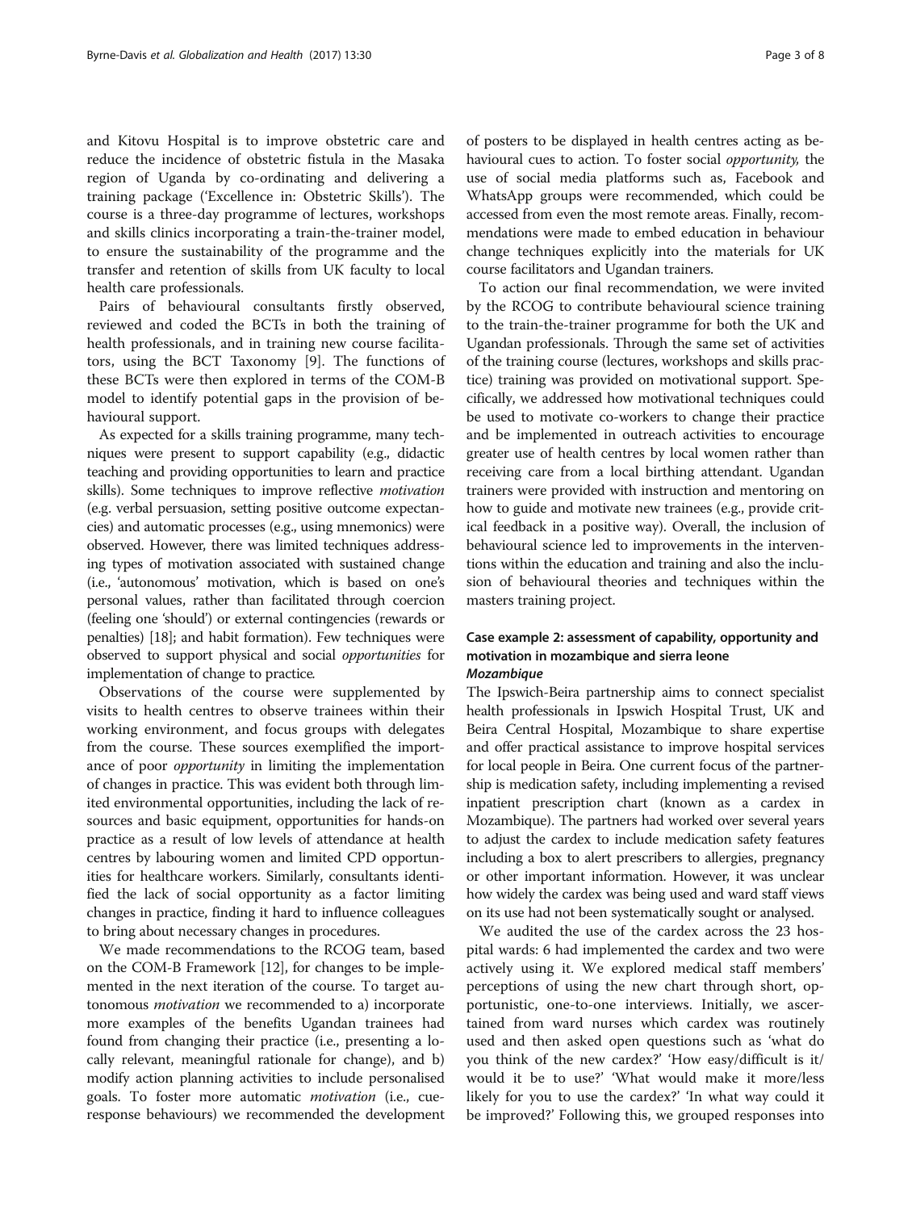and Kitovu Hospital is to improve obstetric care and reduce the incidence of obstetric fistula in the Masaka region of Uganda by co-ordinating and delivering a training package ('Excellence in: Obstetric Skills'). The course is a three-day programme of lectures, workshops and skills clinics incorporating a train-the-trainer model, to ensure the sustainability of the programme and the transfer and retention of skills from UK faculty to local health care professionals.

Pairs of behavioural consultants firstly observed, reviewed and coded the BCTs in both the training of health professionals, and in training new course facilitators, using the BCT Taxonomy [9]. The functions of these BCTs were then explored in terms of the COM-B model to identify potential gaps in the provision of behavioural support.

As expected for a skills training programme, many techniques were present to support capability (e.g., didactic teaching and providing opportunities to learn and practice skills). Some techniques to improve reflective *motivation* (e.g. verbal persuasion, setting positive outcome expectancies) and automatic processes (e.g., using mnemonics) were observed. However, there was limited techniques addressing types of motivation associated with sustained change (i.e., 'autonomous' motivation, which is based on one's personal values, rather than facilitated through coercion (feeling one 'should') or external contingencies (rewards or penalties) [18]; and habit formation). Few techniques were observed to support physical and social *opportunities* for implementation of change to practice.

Observations of the course were supplemented by visits to health centres to observe trainees within their working environment, and focus groups with delegates from the course. These sources exemplified the importance of poor *opportunity* in limiting the implementation of changes in practice. This was evident both through limited environmental opportunities, including the lack of resources and basic equipment, opportunities for hands-on practice as a result of low levels of attendance at health centres by labouring women and limited CPD opportunities for healthcare workers. Similarly, consultants identified the lack of social opportunity as a factor limiting changes in practice, finding it hard to influence colleagues to bring about necessary changes in procedures.

We made recommendations to the RCOG team, based on the COM-B Framework [12], for changes to be implemented in the next iteration of the course. To target autonomous *motivation* we recommended to a) incorporate more examples of the benefits Ugandan trainees had found from changing their practice (i.e., presenting a locally relevant, meaningful rationale for change), and b) modify action planning activities to include personalised goals. To foster more automatic *motivation* (i.e., cue-response behaviours) we recommended the development of posters to be displayed in health centres acting as behavioural cues to action. To foster social *opportunity*, the use of social media platforms such as, Facebook and WhatsApp groups were recommended, which could be accessed from even the most remote areas. Finally, recommendations were made to embed education in behaviour change techniques explicitly into the materials for UK course facilitators and Ugandan trainers.

To action our final recommendation, we were invited by the RCOG to contribute behavioural science training to the train-the-trainer programme for both the UK and Ugandan professionals. Through the same set of activities of the training course (lectures, workshops and skills practice) training was provided on motivational support. Specifically, we addressed how motivational techniques could be used to motivate co-workers to change their practice and be implemented in outreach activities to encourage greater use of health centres by local women rather than receiving care from a local birthing attendant. Ugandan trainers were provided with instruction and mentoring on how to guide and motivate new trainees (e.g., provide critical feedback in a positive way). Overall, the inclusion of behavioural science led to improvements in the interventions within the education and training and also the inclusion of behavioural theories and techniques within the masters training project.

## Case example 2: assessment of capability, opportunity and motivation in mozambique and sierra leone

### *Mozambique*

The Ipswich-Beira partnership aims to connect specialist health professionals in Ipswich Hospital Trust, UK and Beira Central Hospital, Mozambique to share expertise and offer practical assistance to improve hospital services for local people in Beira. One current focus of the partnership is medication safety, including implementing a revised inpatient prescription chart (known as a cardex in Mozambique). The partners had worked over several years to adjust the cardex to include medication safety features including a box to alert prescribers to allergies, pregnancy or other important information. However, it was unclear how widely the cardex was being used and ward staff views on its use had not been systematically sought or analysed.

We audited the use of the cardex across the 23 hospital wards: 6 had implemented the cardex and two were actively using it. We explored medical staff members' perceptions of using the new chart through short, opportunistic, one-to-one interviews. Initially, we ascertained from ward nurses which cardex was routinely used and then asked open questions such as 'what do you think of the new cardex?' 'How easy/difficult is it/would it be to use?' 'What would make it more/less likely for you to use the cardex?' 'In what way could it be improved?' Following this, we grouped responses into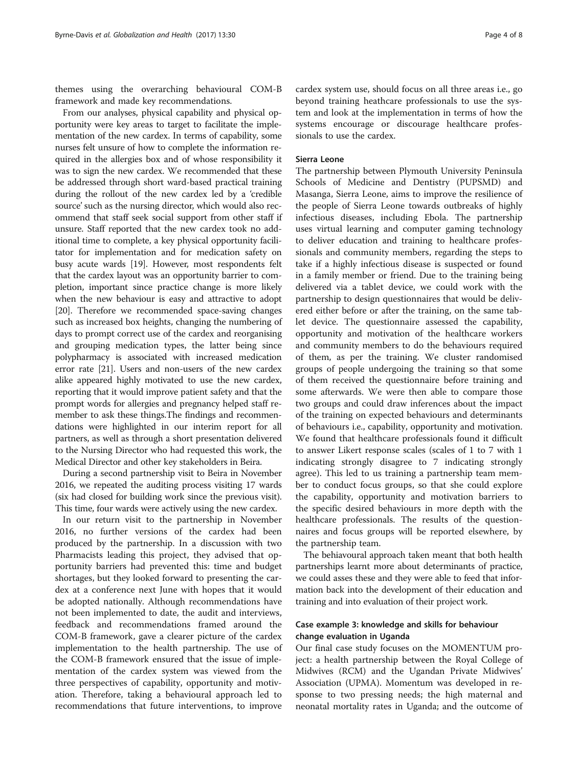themes using the overarching behavioural COM-B framework and made key recommendations.

From our analyses, physical capability and physical opportunity were key areas to target to facilitate the implementation of the new cardex. In terms of capability, some nurses felt unsure of how to complete the information required in the allergies box and of whose responsibility it was to sign the new cardex. We recommended that these be addressed through short ward-based practical training during the rollout of the new cardex led by a 'credible source' such as the nursing director, which would also recommend that staff seek social support from other staff if unsure. Staff reported that the new cardex took no additional time to complete, a key physical opportunity facilitator for implementation and for medication safety on busy acute wards [19]. However, most respondents felt that the cardex layout was an opportunity barrier to completion, important since practice change is more likely when the new behaviour is easy and attractive to adopt [20]. Therefore we recommended space-saving changes such as increased box heights, changing the numbering of days to prompt correct use of the cardex and reorganising and grouping medication types, the latter being since polypharmacy is associated with increased medication error rate [21]. Users and non-users of the new cardex alike appeared highly motivated to use the new cardex, reporting that it would improve patient safety and that the prompt words for allergies and pregnancy helped staff remember to ask these things.The findings and recommendations were highlighted in our interim report for all partners, as well as through a short presentation delivered to the Nursing Director who had requested this work, the Medical Director and other key stakeholders in Beira.

During a second partnership visit to Beira in November 2016, we repeated the auditing process visiting 17 wards (six had closed for building work since the previous visit). This time, four wards were actively using the new cardex.

In our return visit to the partnership in November 2016, no further versions of the cardex had been produced by the partnership. In a discussion with two Pharmacists leading this project, they advised that opportunity barriers had prevented this: time and budget shortages, but they looked forward to presenting the cardex at a conference next June with hopes that it would be adopted nationally. Although recommendations have not been implemented to date, the audit and interviews, feedback and recommendations framed around the COM-B framework, gave a clearer picture of the cardex implementation to the health partnership. The use of the COM-B framework ensured that the issue of implementation of the cardex system was viewed from the three perspectives of capability, opportunity and motivation. Therefore, taking a behavioural approach led to recommendations that future interventions, to improve cardex system use, should focus on all three areas i.e., go beyond training heathcare professionals to use the system and look at the implementation in terms of how the systems encourage or discourage healthcare professionals to use the cardex.

### Sierra Leone

The partnership between Plymouth University Peninsula Schools of Medicine and Dentistry (PUPSMD) and Masanga, Sierra Leone, aims to improve the resilience of the people of Sierra Leone towards outbreaks of highly infectious diseases, including Ebola. The partnership uses virtual learning and computer gaming technology to deliver education and training to healthcare professionals and community members, regarding the steps to take if a highly infectious disease is suspected or found in a family member or friend. Due to the training being delivered via a tablet device, we could work with the partnership to design questionnaires that would be delivered either before or after the training, on the same tablet device. The questionnaire assessed the capability, opportunity and motivation of the healthcare workers and community members to do the behaviours required of them, as per the training. We cluster randomised groups of people undergoing the training so that some of them received the questionnaire before training and some afterwards. We were then able to compare those two groups and could draw inferences about the impact of the training on expected behaviours and determinants of behaviours i.e., capability, opportunity and motivation. We found that healthcare professionals found it difficult to answer Likert response scales (scales of 1 to 7 with 1 indicating strongly disagree to 7 indicating strongly agree). This led to us training a partnership team member to conduct focus groups, so that she could explore the capability, opportunity and motivation barriers to the specific desired behaviours in more depth with the healthcare professionals. The results of the questionnaires and focus groups will be reported elsewhere, by the partnership team.

The behavioural approach taken meant that both health partnerships learnt more about determinants of practice, we could asses these and they were able to feed that information back into the development of their education and training and into evaluation of their project work.

## Case example 3: knowledge and skills for behaviour change evaluation in Uganda

Our final case study focuses on the MOMENTUM project: a health partnership between the Royal College of Midwives (RCM) and the Ugandan Private Midwives' Association (UPMA). Momentum was developed in response to two pressing needs; the high maternal and neonatal mortality rates in Uganda; and the outcome of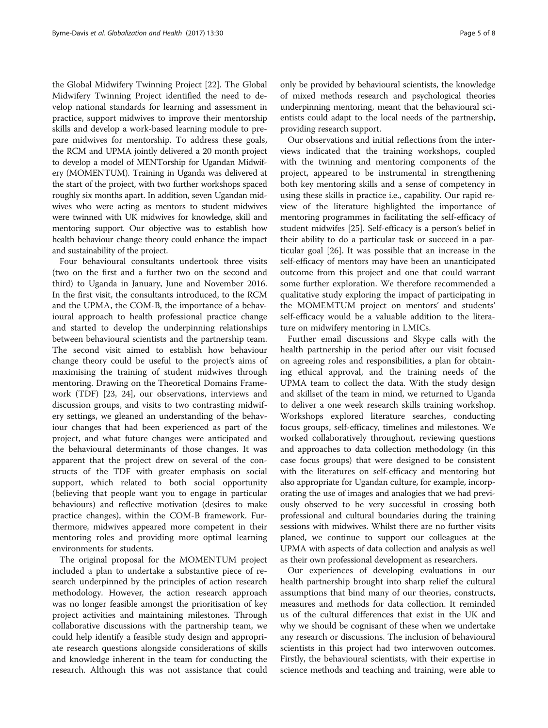the Global Midwifery Twinning Project [22]. The Global Midwifery Twinning Project identified the need to develop national standards for learning and assessment in practice, support midwives to improve their mentorship skills and develop a work-based learning module to prepare midwives for mentorship. To address these goals, the RCM and UPMA jointly delivered a 20 month project to develop a model of MENTorship for Ugandan Midwifery (MOMENTUM). Training in Uganda was delivered at the start of the project, with two further workshops spaced roughly six months apart. In addition, seven Ugandan midwives who were acting as mentors to student midwives were twinned with UK midwives for knowledge, skill and mentoring support. Our objective was to establish how health behaviour change theory could enhance the impact and sustainability of the project.

Four behavioural consultants undertook three visits (two on the first and a further two on the second and third) to Uganda in January, June and November 2016. In the first visit, the consultants introduced, to the RCM and the UPMA, the COM-B, the importance of a behavioural approach to health professional practice change and started to develop the underpinning relationships between behavioural scientists and the partnership team. The second visit aimed to establish how behaviour change theory could be useful to the project's aims of maximising the training of student midwives through mentoring. Drawing on the Theoretical Domains Framework (TDF) [23, 24], our observations, interviews and discussion groups, and visits to two contrasting midwifery settings, we gleaned an understanding of the behaviour changes that had been experienced as part of the project, and what future changes were anticipated and the behavioural determinants of those changes. It was apparent that the project drew on several of the constructs of the TDF with greater emphasis on social support, which related to both social opportunity (believing that people want you to engage in particular behaviours) and reflective motivation (desires to make practice changes), within the COM-B framework. Furthermore, midwives appeared more competent in their mentoring roles and providing more optimal learning environments for students.

The original proposal for the MOMENTUM project included a plan to undertake a substantive piece of research underpinned by the principles of action research methodology. However, the action research approach was no longer feasible amongst the prioritisation of key project activities and maintaining milestones. Through collaborative discussions with the partnership team, we could help identify a feasible study design and appropriate research questions alongside considerations of skills and knowledge inherent in the team for conducting the research. Although this was not assistance that could only be provided by behavioural scientists, the knowledge of mixed methods research and psychological theories underpinning mentoring, meant that the behavioural scientists could adapt to the local needs of the partnership, providing research support.

Our observations and initial reflections from the interviews indicated that the training workshops, coupled with the twinning and mentoring components of the project, appeared to be instrumental in strengthening both key mentoring skills and a sense of competency in using these skills in practice i.e., capability. Our rapid review of the literature highlighted the importance of mentoring programmes in facilitating the self-efficacy of student midwifes [25]. Self-efficacy is a person's belief in their ability to do a particular task or succeed in a particular goal [26]. It was possible that an increase in the self-efficacy of mentors may have been an unanticipated outcome from this project and one that could warrant some further exploration. We therefore recommended a qualitative study exploring the impact of participating in the MOMEMTUM project on mentors' and students' self-efficacy would be a valuable addition to the literature on midwifery mentoring in LMICs.

Further email discussions and Skype calls with the health partnership in the period after our visit focused on agreeing roles and responsibilities, a plan for obtaining ethical approval, and the training needs of the UPMA team to collect the data. With the study design and skillset of the team in mind, we returned to Uganda to deliver a one week research skills training workshop. Workshops explored literature searches, conducting focus groups, self-efficacy, timelines and milestones. We worked collaboratively throughout, reviewing questions and approaches to data collection methodology (in this case focus groups) that were designed to be consistent with the literatures on self-efficacy and mentoring but also appropriate for Ugandan culture, for example, incorporating the use of images and analogies that we had previously observed to be very successful in crossing both professional and cultural boundaries during the training sessions with midwives. Whilst there are no further visits planed, we continue to support our colleagues at the UPMA with aspects of data collection and analysis as well as their own professional development as researchers.

Our experiences of developing evaluations in our health partnership brought into sharp relief the cultural assumptions that bind many of our theories, constructs, measures and methods for data collection. It reminded us of the cultural differences that exist in the UK and why we should be cognisant of these when we undertake any research or discussions. The inclusion of behavioural scientists in this project had two interwoven outcomes. Firstly, the behavioural scientists, with their expertise in science methods and teaching and training, were able to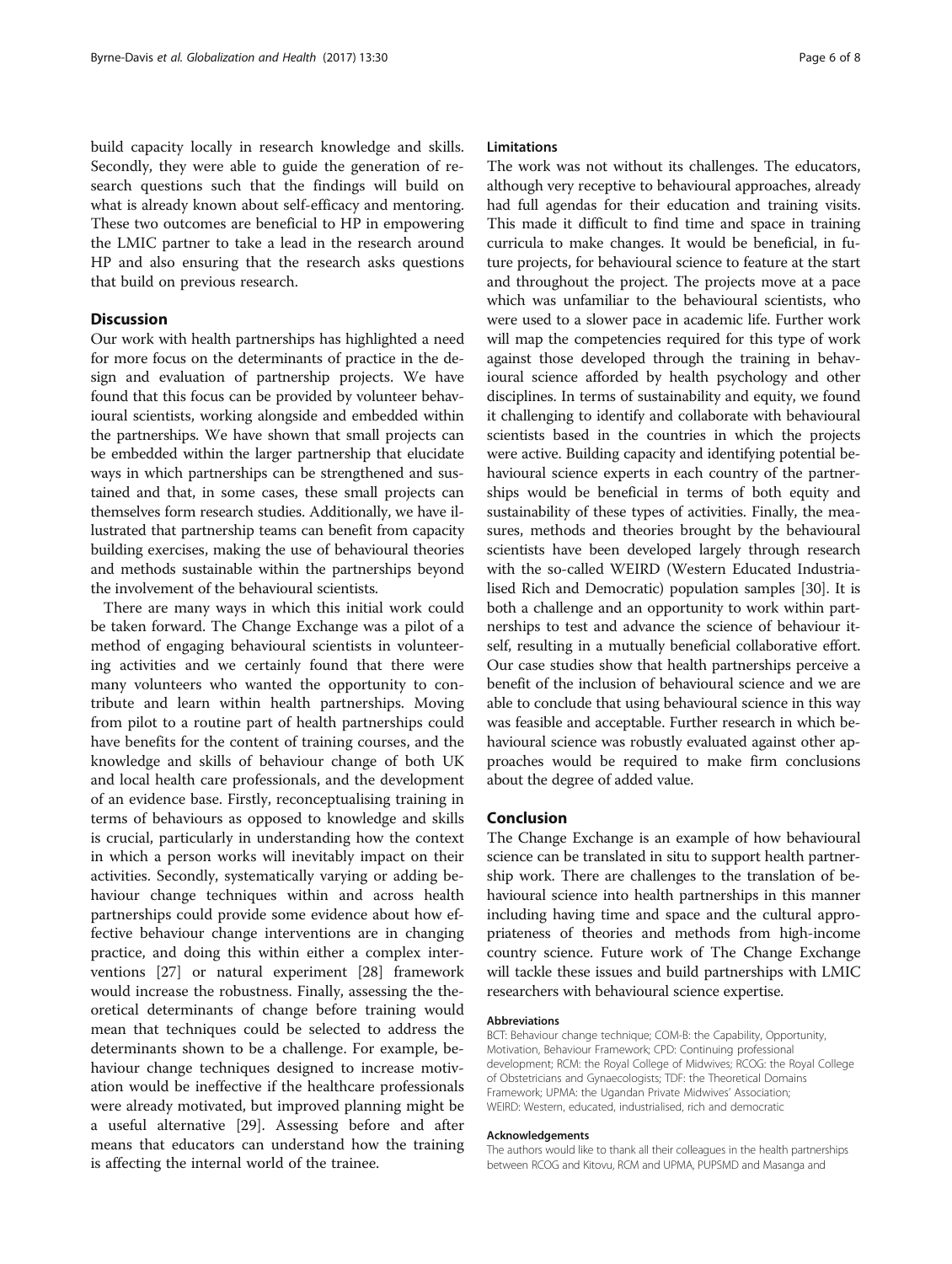build capacity locally in research knowledge and skills. Secondly, they were able to guide the generation of research questions such that the findings will build on what is already known about self-efficacy and mentoring. These two outcomes are beneficial to HP in empowering the LMIC partner to take a lead in the research around HP and also ensuring that the research asks questions that build on previous research.

## Discussion

Our work with health partnerships has highlighted a need for more focus on the determinants of practice in the design and evaluation of partnership projects. We have found that this focus can be provided by volunteer behavioural scientists, working alongside and embedded within the partnerships. We have shown that small projects can be embedded within the larger partnership that elucidate ways in which partnerships can be strengthened and sustained and that, in some cases, these small projects can themselves form research studies. Additionally, we have illustrated that partnership teams can benefit from capacity building exercises, making the use of behavioural theories and methods sustainable within the partnerships beyond the involvement of the behavioural scientists.

There are many ways in which this initial work could be taken forward. The Change Exchange was a pilot of a method of engaging behavioural scientists in volunteering activities and we certainly found that there were many volunteers who wanted the opportunity to contribute and learn within health partnerships. Moving from pilot to a routine part of health partnerships could have benefits for the content of training courses, and the knowledge and skills of behaviour change of both UK and local health care professionals, and the development of an evidence base. Firstly, reconceptualising training in terms of behaviours as opposed to knowledge and skills is crucial, particularly in understanding how the context in which a person works will inevitably impact on their activities. Secondly, systematically varying or adding behaviour change techniques within and across health partnerships could provide some evidence about how effective behaviour change interventions are in changing practice, and doing this within either a complex interventions [27] or natural experiment [28] framework would increase the robustness. Finally, assessing the theoretical determinants of change before training would mean that techniques could be selected to address the determinants shown to be a challenge. For example, behaviour change techniques designed to increase motivation would be ineffective if the healthcare professionals were already motivated, but improved planning might be a useful alternative [29]. Assessing before and after means that educators can understand how the training is affecting the internal world of the trainee.

### Limitations

The work was not without its challenges. The educators, although very receptive to behavioural approaches, already had full agendas for their education and training visits. This made it difficult to find time and space in training curricula to make changes. It would be beneficial, in future projects, for behavioural science to feature at the start and throughout the project. The projects move at a pace which was unfamiliar to the behavioural scientists, who were used to a slower pace in academic life. Further work will map the competencies required for this type of work against those developed through the training in behavioural science afforded by health psychology and other disciplines. In terms of sustainability and equity, we found it challenging to identify and collaborate with behavioural scientists based in the countries in which the projects were active. Building capacity and identifying potential behavioural science experts in each country of the partnerships would be beneficial in terms of both equity and sustainability of these types of activities. Finally, the measures, methods and theories brought by the behavioural scientists have been developed largely through research with the so-called WEIRD (Western Educated Industrialised Rich and Democratic) population samples [30]. It is both a challenge and an opportunity to work within partnerships to test and advance the science of behaviour itself, resulting in a mutually beneficial collaborative effort. Our case studies show that health partnerships perceive a benefit of the inclusion of behavioural science and we are able to conclude that using behavioural science in this way was feasible and acceptable. Further research in which behavioural science was robustly evaluated against other approaches would be required to make firm conclusions about the degree of added value.

## Conclusion

The Change Exchange is an example of how behavioural science can be translated in situ to support health partnership work. There are challenges to the translation of behavioural science into health partnerships in this manner including having time and space and the cultural appropriateness of theories and methods from high-income country science. Future work of The Change Exchange will tackle these issues and build partnerships with LMIC researchers with behavioural science expertise.

#### Abbreviations

BCT: Behaviour change technique; COM-B: the Capability, Opportunity, Motivation, Behaviour Framework; CPD: Continuing professional development; RCM: the Royal College of Midwives; RCOG: the Royal College of Obstetricians and Gynaecologists; TDF: the Theoretical Domains Framework; UPMA: the Ugandan Private Midwives' Association; WEIRD: Western, educated, industrialised, rich and democratic

#### Acknowledgements

The authors would like to thank all their colleagues in the health partnerships between RCOG and Kitovu, RCM and UPMA, PUPSMD and Masanga and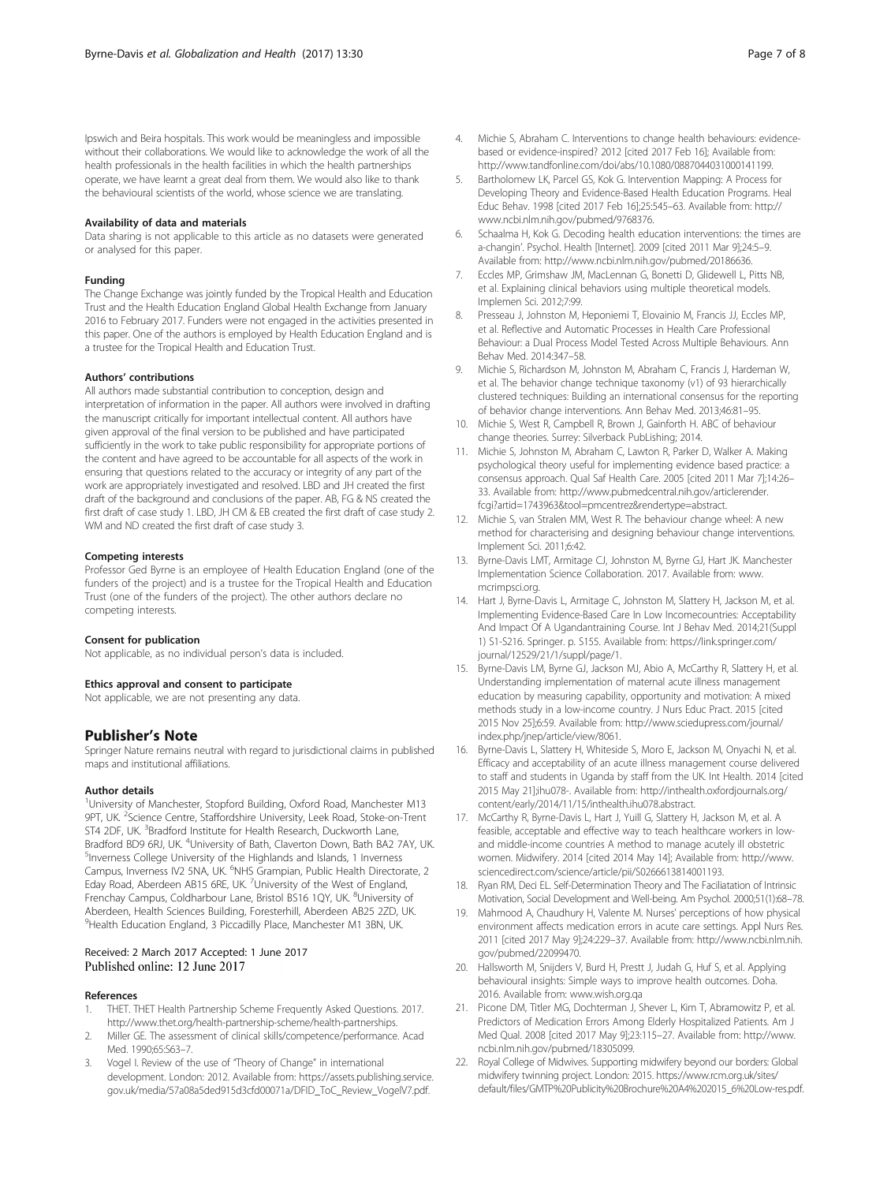Ipswich and Beira hospitals. This work would be meaningless and impossible without their collaborations. We would like to acknowledge the work of all the health professionals in the health facilities in which the health partnerships operate, we have learnt a great deal from them. We would also like to thank the behavioural scientists of the world, whose science we are translating.

#### Availability of data and materials
Data sharing is not applicable to this article as no datasets were generated or analysed for this paper.

#### Funding
The Change Exchange was jointly funded by the Tropical Health and Education Trust and the Health Education England Global Health Exchange from January 2016 to February 2017. Funders were not engaged in the activities presented in this paper. One of the authors is employed by Health Education England and is a trustee for the Tropical Health and Education Trust.

#### Authors' contributions
All authors made substantial contribution to conception, design and interpretation of information in the paper. All authors were involved in drafting the manuscript critically for important intellectual content. All authors have given approval of the final version to be published and have participated sufficiently in the work to take public responsibility for appropriate portions of the content and have agreed to be accountable for all aspects of the work in ensuring that questions related to the accuracy or integrity of any part of the work are appropriately investigated and resolved. LBD and JH created the first draft of the background and conclusions of the paper. AB, FG & NS created the first draft of case study 1. LBD, JH CM & EB created the first draft of case study 2. WM and ND created the first draft of case study 3.

#### Competing interests
Professor Ged Byrne is an employee of Health Education England (one of the funders of the project) and is a trustee for the Tropical Health and Education Trust (one of the funders of the project). The other authors declare no competing interests.

#### Consent for publication
Not applicable, as no individual person's data is included.

#### Ethics approval and consent to participate
Not applicable, we are not presenting any data.

## Publisher's Note
Springer Nature remains neutral with regard to jurisdictional claims in published maps and institutional affiliations.

#### Author details
[1]University of Manchester, Stopford Building, Oxford Road, Manchester M13 9PT, UK. [2]Science Centre, Staffordshire University, Leek Road, Stoke-on-Trent ST4 2DF, UK. [3]Bradford Institute for Health Research, Duckworth Lane, Bradford BD9 6RJ, UK. [4]University of Bath, Claverton Down, Bath BA2 7AY, UK. [5]Inverness College University of the Highlands and Islands, 1 Inverness Campus, Inverness IV2 5NA, UK. [6]NHS Grampian, Public Health Directorate, 2 Eday Road, Aberdeen AB15 6RE, UK. [7]University of the West of England, Frenchay Campus, Coldharbour Lane, Bristol BS16 1QY, UK. [8]University of Aberdeen, Health Sciences Building, Foresterhill, Aberdeen AB25 2ZD, UK. [9]Health Education England, 3 Piccadilly Place, Manchester M1 3BN, UK.

Received: 2 March 2017 Accepted: 1 June 2017
Published online: 12 June 2017

#### References
1. THET. THET Health Partnership Scheme Frequently Asked Questions. 2017. http://www.thet.org/health-partnership-scheme/health-partnerships.
2. Miller GE. The assessment of clinical skills/competence/performance. Acad Med. 1990;65:S63–7.
3. Vogel I. Review of the use of "Theory of Change" in international development. London: 2012. Available from: https://assets.publishing.service.gov.uk/media/57a08a5ded915d3cfd00071a/DFID_ToC_Review_VogelV7.pdf.
4. Michie S, Abraham C. Interventions to change health behaviours: evidence-based or evidence-inspired? 2012 [cited 2017 Feb 16]; Available from: http://www.tandfonline.com/doi/abs/10.1080/0887044031000141199.
5. Bartholomew LK, Parcel GS, Kok G. Intervention Mapping: A Process for Developing Theory and Evidence-Based Health Education Programs. Heal Educ Behav. 1998 [cited 2017 Feb 16];25:545–63. Available from: http://www.ncbi.nlm.nih.gov/pubmed/9768376.
6. Schaalma H, Kok G. Decoding health education interventions: the times are a-changin'. Psychol. Health [Internet]. 2009 [cited 2011 Mar 9];24:5–9. Available from: http://www.ncbi.nlm.nih.gov/pubmed/20186636.
7. Eccles MP, Grimshaw JM, MacLennan G, Bonetti D, Glidewell L, Pitts NB, et al. Explaining clinical behaviors using multiple theoretical models. Implemen Sci. 2012;7:99.
8. Presseau J, Johnston M, Heponiemi T, Elovainio M, Francis JJ, Eccles MP, et al. Reflective and Automatic Processes in Health Care Professional Behaviour: a Dual Process Model Tested Across Multiple Behaviours. Ann Behav Med. 2014:347–58.
9. Michie S, Richardson M, Johnston M, Abraham C, Francis J, Hardeman W, et al. The behavior change technique taxonomy (v1) of 93 hierarchically clustered techniques: Building an international consensus for the reporting of behavior change interventions. Ann Behav Med. 2013;46:81–95.
10. Michie S, West R, Campbell R, Brown J, Gainforth H. ABC of behaviour change theories. Surrey: Silverback PubLishing; 2014.
11. Michie S, Johnston M, Abraham C, Lawton R, Parker D, Walker A. Making psychological theory useful for implementing evidence based practice: a consensus approach. Qual Saf Health Care. 2005 [cited 2011 Mar 7];14:26–33. Available from: http://www.pubmedcentral.nih.gov/articlerender.fcgi?artid=1743963&tool=pmcentrez&rendertype=abstract.
12. Michie S, van Stralen MM, West R. The behaviour change wheel: A new method for characterising and designing behaviour change interventions. Implement Sci. 2011;6:42.
13. Byrne-Davis LMT, Armitage CJ, Johnston M, Byrne GJ, Hart JK. Manchester Implementation Science Collaboration. 2017. Available from: www.mcrimpsci.org.
14. Hart J, Byrne-Davis L, Armitage C, Johnston M, Slattery H, Jackson M, et al. Implementing Evidence-Based Care In Low Incomecountries: Acceptability And Impact Of A Ugandantraining Course. Int J Behav Med. 2014;21(Suppl 1) S1-S216. Springer. p. S155. Available from: https://link.springer.com/journal/12529/21/1/suppl/page/1.
15. Byrne-Davis LM, Byrne GJ, Jackson MJ, Abio A, McCarthy R, Slattery H, et al. Understanding implementation of maternal acute illness management education by measuring capability, opportunity and motivation: A mixed methods study in a low-income country. J Nurs Educ Pract. 2015 [cited 2015 Nov 25];6:59. Available from: http://www.sciedupress.com/journal/index.php/jnep/article/view/8061.
16. Byrne-Davis L, Slattery H, Whiteside S, Moro E, Jackson M, Onyachi N, et al. Efficacy and acceptability of an acute illness management course delivered to staff and students in Uganda by staff from the UK. Int Health. 2014 [cited 2015 May 21];ihu078-. Available from: http://inthealth.oxfordjournals.org/content/early/2014/11/15/inthealth.ihu078.abstract.
17. McCarthy R, Byrne-Davis L, Hart J, Yuill G, Slattery H, Jackson M, et al. A feasible, acceptable and effective way to teach healthcare workers in low-and middle-income countries A method to manage acutely ill obstetric women. Midwifery. 2014 [cited 2014 May 14]; Available from: http://www.sciencedirect.com/science/article/pii/S0266613814001193.
18. Ryan RM, Deci EL. Self-Determination Theory and The Faciliatation of Intrinsic Motivation, Social Development and Well-being. Am Psychol. 2000;51(1):68–78.
19. Mahmood A, Chaudhury H, Valente M. Nurses' perceptions of how physical environment affects medication errors in acute care settings. Appl Nurs Res. 2011 [cited 2017 May 9];24:229–37. Available from: http://www.ncbi.nlm.nih.gov/pubmed/22099470.
20. Hallsworth M, Snijders V, Burd H, Prestt J, Judah G, Huf S, et al. Applying behavioural insights: Simple ways to improve health outcomes. Doha. 2016. Available from: www.wish.org.qa
21. Picone DM, Titler MG, Dochterman J, Shever L, Kim T, Abramowitz P, et al. Predictors of Medication Errors Among Elderly Hospitalized Patients. Am J Med Qual. 2008 [cited 2017 May 9];23:115–27. Available from: http://www.ncbi.nlm.nih.gov/pubmed/18305099.
22. Royal College of Midwives. Supporting midwifery beyond our borders: Global midwifery twinning project. London: 2015. https://www.rcm.org.uk/sites/default/files/GMTP%20Publicity%20Brochure%20A4%202015_6%20Low-res.pdf.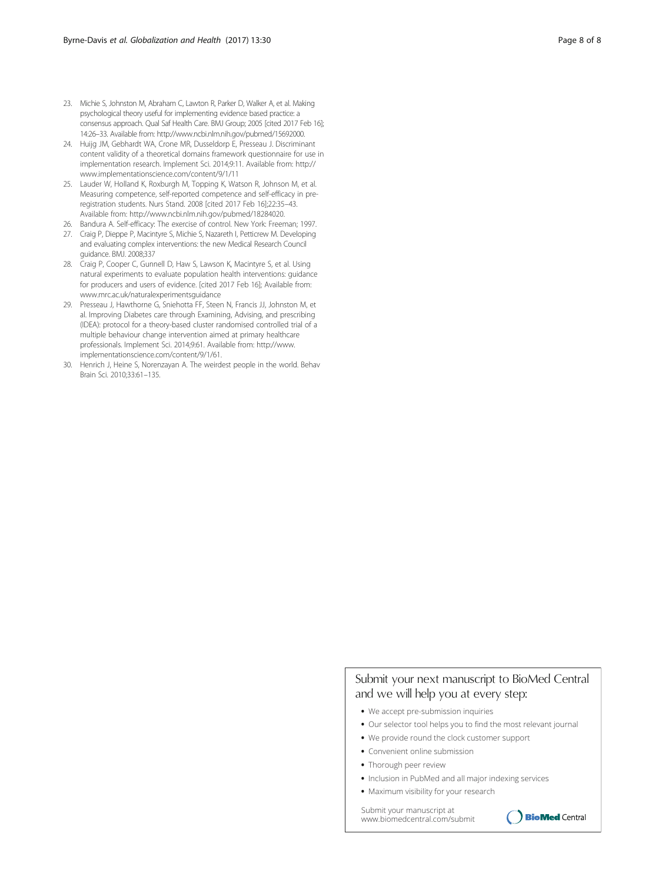23. Michie S, Johnston M, Abraham C, Lawton R, Parker D, Walker A, et al. Making psychological theory useful for implementing evidence based practice: a consensus approach. Qual Saf Health Care. BMJ Group; 2005 [cited 2017 Feb 16]; 14:26–33. Available from: http://www.ncbi.nlm.nih.gov/pubmed/15692000.
24. Huijg JM, Gebhardt WA, Crone MR, Dusseldorp E, Presseau J. Discriminant content validity of a theoretical domains framework questionnaire for use in implementation research. Implement Sci. 2014;9:11. Available from: http://www.implementationscience.com/content/9/1/11
25. Lauder W, Holland K, Roxburgh M, Topping K, Watson R, Johnson M, et al. Measuring competence, self-reported competence and self-efficacy in pre-registration students. Nurs Stand. 2008 [cited 2017 Feb 16];22:35–43. Available from: http://www.ncbi.nlm.nih.gov/pubmed/18284020.
26. Bandura A. Self-efficacy: The exercise of control. New York: Freeman; 1997.
27. Craig P, Dieppe P, Macintyre S, Michie S, Nazareth I, Petticrew M. Developing and evaluating complex interventions: the new Medical Research Council guidance. BMJ. 2008;337
28. Craig P, Cooper C, Gunnell D, Haw S, Lawson K, Macintyre S, et al. Using natural experiments to evaluate population health interventions: guidance for producers and users of evidence. [cited 2017 Feb 16]; Available from: www.mrc.ac.uk/naturalexperimentsguidance
29. Presseau J, Hawthorne G, Sniehotta FF, Steen N, Francis JJ, Johnston M, et al. Improving Diabetes care through Examining, Advising, and prescribing (IDEA): protocol for a theory-based cluster randomised controlled trial of a multiple behaviour change intervention aimed at primary healthcare professionals. Implement Sci. 2014;9:61. Available from: http://www.implementationscience.com/content/9/1/61.
30. Henrich J, Heine S, Norenzayan A. The weirdest people in the world. Behav Brain Sci. 2010;33:61–135.

Submit your next manuscript to BioMed Central and we will help you at every step:

- We accept pre-submission inquiries
- Our selector tool helps you to find the most relevant journal
- We provide round the clock customer support
- Convenient online submission
- Thorough peer review
- Inclusion in PubMed and all major indexing services
- Maximum visibility for your research

Submit your manuscript at
www.biomedcentral.com/submit

BioMed Central